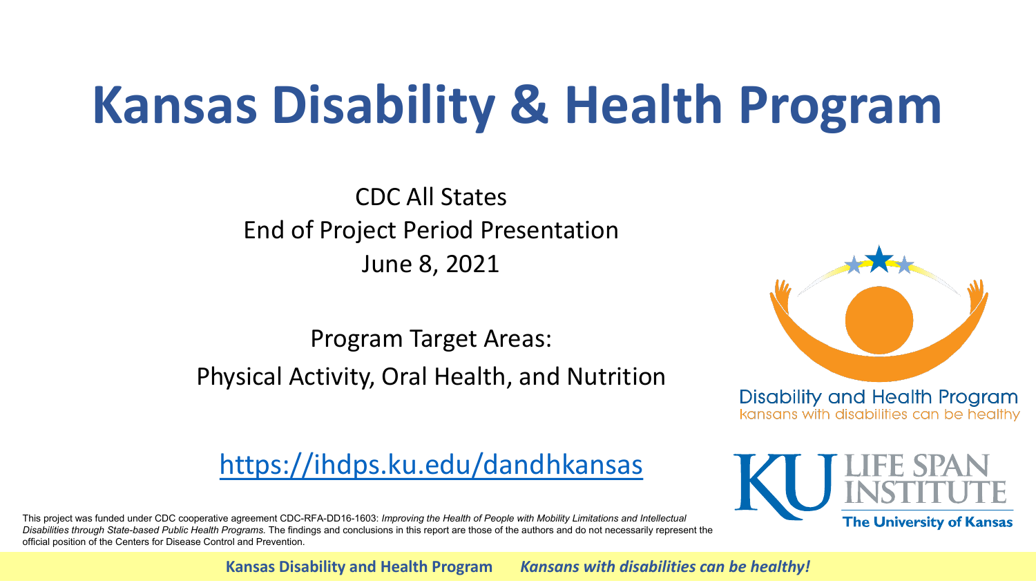# Kansas Disability & Health Program

CDC All States
End of Project Period Presentation
June 8, 2021

Program Target Areas:
Physical Activity, Oral Health, and Nutrition

https://ihdps.ku.edu/dandhkansas

Disability and Health Program
kansans with disabilities can be healthy

KU LIFE SPAN INSTITUTE
The University of Kansas

This project was funded under CDC cooperative agreement CDC-RFA-DD16-1603: *Improving the Health of People with Mobility Limitations and Intellectual Disabilities through State-based Public Health Programs.* The findings and conclusions in this report are those of the authors and do not necessarily represent the official position of the Centers for Disease Control and Prevention.

**Kansas Disability and Health Program** ***Kansans with disabilities can be healthy!***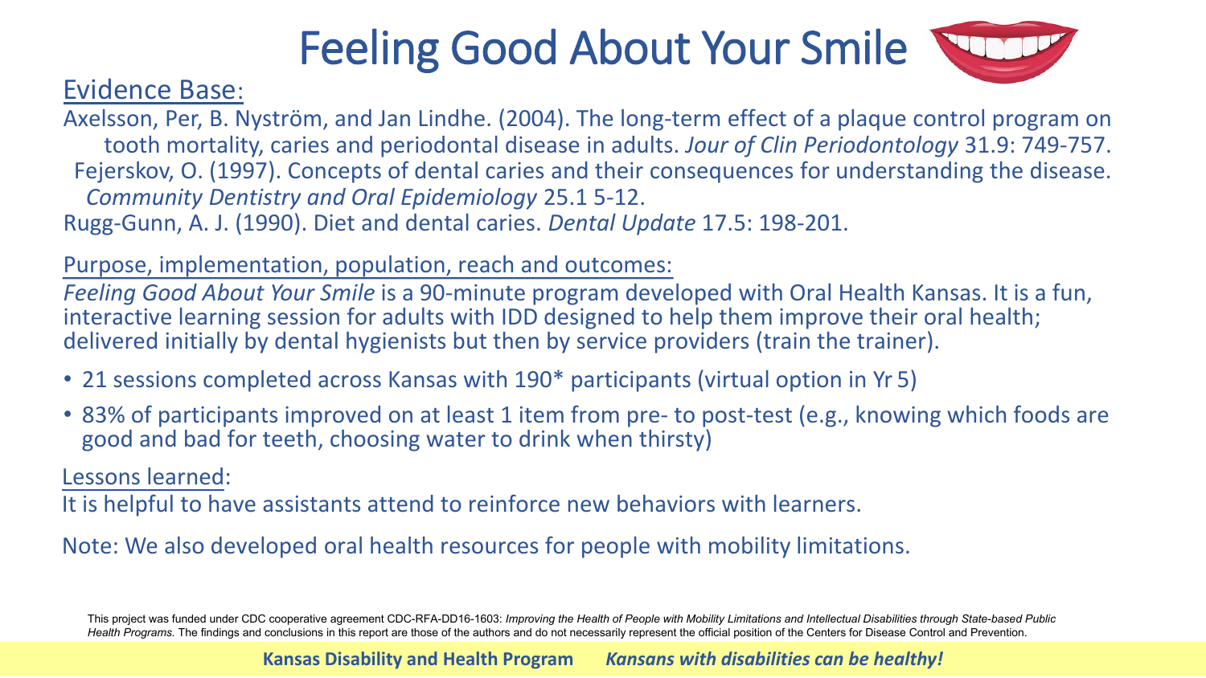# Feeling Good About Your Smile

Evidence Base:

Axelsson, Per, B. Nyström, and Jan Lindhe. (2004). The long-term effect of a plaque control program on tooth mortality, caries and periodontal disease in adults. *Jour of Clin Periodontology* 31.9: 749-757.

Fejerskov, O. (1997). Concepts of dental caries and their consequences for understanding the disease. *Community Dentistry and Oral Epidemiology* 25.1 5-12.

Rugg-Gunn, A. J. (1990). Diet and dental caries. *Dental Update* 17.5: 198-201.

Purpose, implementation, population, reach and outcomes:

*Feeling Good About Your Smile* is a 90-minute program developed with Oral Health Kansas. It is a fun, interactive learning session for adults with IDD designed to help them improve their oral health; delivered initially by dental hygienists but then by service providers (train the trainer).

- 21 sessions completed across Kansas with 190* participants (virtual option in Yr 5)
- 83% of participants improved on at least 1 item from pre- to post-test (e.g., knowing which foods are good and bad for teeth, choosing water to drink when thirsty)

Lessons learned:

It is helpful to have assistants attend to reinforce new behaviors with learners.

Note: We also developed oral health resources for people with mobility limitations.

This project was funded under CDC cooperative agreement CDC-RFA-DD16-1603: *Improving the Health of People with Mobility Limitations and Intellectual Disabilities through State-based Public Health Programs.* The findings and conclusions in this report are those of the authors and do not necessarily represent the official position of the Centers for Disease Control and Prevention.

**Kansas Disability and Health Program** ***Kansans with disabilities can be healthy!***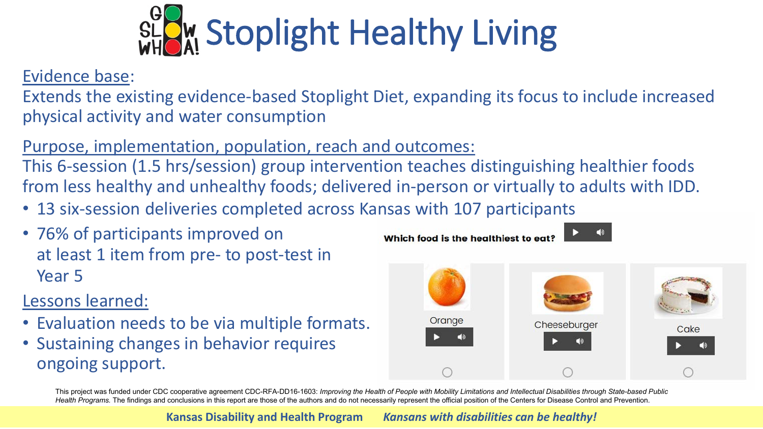# Stoplight Healthy Living

Evidence base:

Extends the existing evidence-based Stoplight Diet, expanding its focus to include increased physical activity and water consumption

Purpose, implementation, population, reach and outcomes:

This 6-session (1.5 hrs/session) group intervention teaches distinguishing healthier foods from less healthy and unhealthy foods; delivered in-person or virtually to adults with IDD.

- 13 six-session deliveries completed across Kansas with 107 participants
- 76% of participants improved on at least 1 item from pre- to post-test in Year 5

Lessons learned:

- Evaluation needs to be via multiple formats.
- Sustaining changes in behavior requires ongoing support.

Which food is the healthiest to eat?

Orange | Cheeseburger | Cake

This project was funded under CDC cooperative agreement CDC-RFA-DD16-1603: *Improving the Health of People with Mobility Limitations and Intellectual Disabilities through State-based Public Health Programs.* The findings and conclusions in this report are those of the authors and do not necessarily represent the official position of the Centers for Disease Control and Prevention.

**Kansas Disability and Health Program** ***Kansans with disabilities can be healthy!***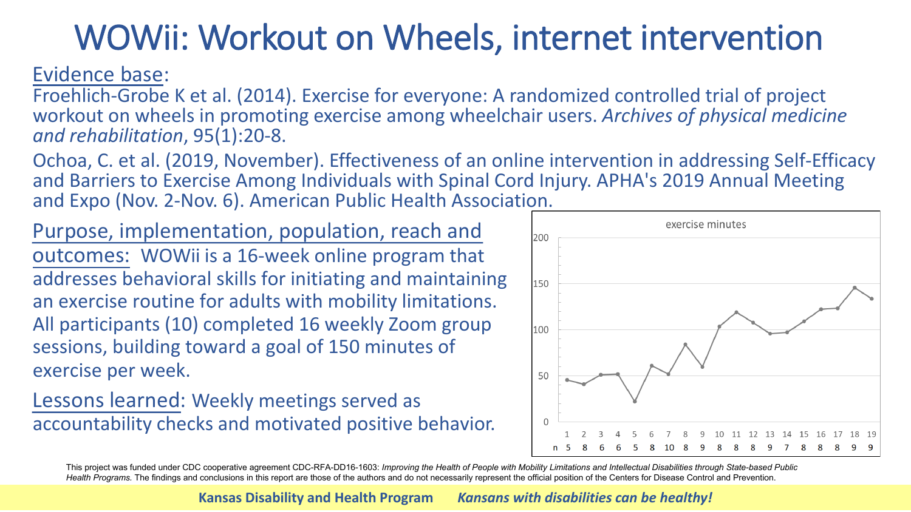# WOWii: Workout on Wheels, internet intervention

Evidence base:

Froehlich-Grobe K et al. (2014). Exercise for everyone: A randomized controlled trial of project workout on wheels in promoting exercise among wheelchair users. *Archives of physical medicine and rehabilitation*, 95(1):20-8.

Ochoa, C. et al. (2019, November). Effectiveness of an online intervention in addressing Self-Efficacy and Barriers to Exercise Among Individuals with Spinal Cord Injury. APHA's 2019 Annual Meeting and Expo (Nov. 2-Nov. 6). American Public Health Association.

Purpose, implementation, population, reach and outcomes: WOWii is a 16-week online program that addresses behavioral skills for initiating and maintaining an exercise routine for adults with mobility limitations. All participants (10) completed 16 weekly Zoom group sessions, building toward a goal of 150 minutes of exercise per week.

Lessons learned: Weekly meetings served as accountability checks and motivated positive behavior.

exercise minutes

| Week | 1 | 2 | 3 | 4 | 5 | 6 | 7 | 8 | 9 | 10 | 11 | 12 | 13 | 14 | 15 | 16 | 17 | 18 | 19 |
|---|---|---|---|---|---|---|---|---|---|---|---|---|---|---|---|---|---|---|---|
| n | 5 | 8 | 6 | 6 | 5 | 8 | 10 | 8 | 9 | 8 | 8 | 8 | 9 | 7 | 8 | 8 | 8 | 9 | 9 |

This project was funded under CDC cooperative agreement CDC-RFA-DD16-1603: *Improving the Health of People with Mobility Limitations and Intellectual Disabilities through State-based Public Health Programs.* The findings and conclusions in this report are those of the authors and do not necessarily represent the official position of the Centers for Disease Control and Prevention.

**Kansas Disability and Health Program** ***Kansans with disabilities can be healthy!***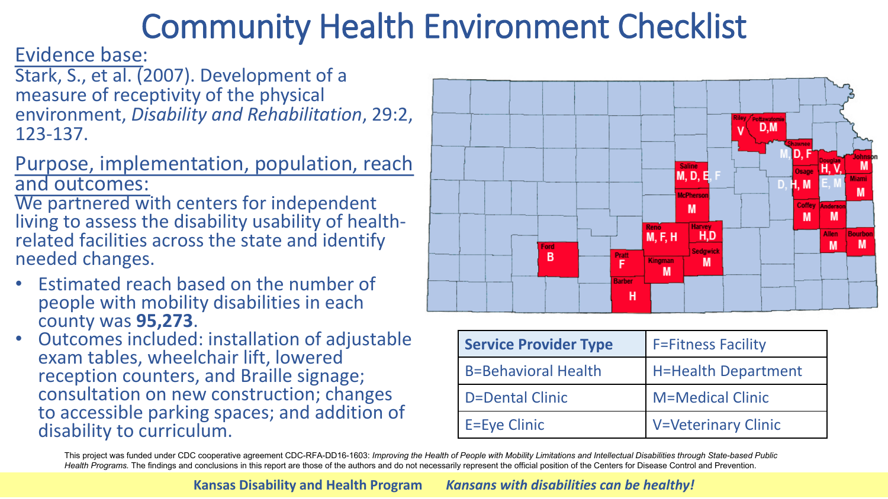# Community Health Environment Checklist

Evidence base:

Stark, S., et al. (2007). Development of a measure of receptivity of the physical environment, *Disability and Rehabilitation*, 29:2, 123-137.

Purpose, implementation, population, reach and outcomes:

We partnered with centers for independent living to assess the disability usability of health-related facilities across the state and identify needed changes.

- Estimated reach based on the number of people with mobility disabilities in each county was **95,273**.
- Outcomes included: installation of adjustable exam tables, wheelchair lift, lowered reception counters, and Braille signage; consultation on new construction; changes to accessible parking spaces; and addition of disability to curriculum.

Riley V
Pottawatomie D,M
Shawnee M, D, F
Douglas H, V, E, M
Johnson M
Saline M, D, E, F
Osage D, H, M
Miami M
McPherson M
Coffey M
Anderson M
Reno M, F, H
Harvey H,D
Allen M
Bourbon M
Ford B
Pratt F
Kingman M
Sedgwick M
Barber H

| Service Provider Type | F=Fitness Facility |
|---|---|
| B=Behavioral Health | H=Health Department |
| D=Dental Clinic | M=Medical Clinic |
| E=Eye Clinic | V=Veterinary Clinic |

This project was funded under CDC cooperative agreement CDC-RFA-DD16-1603: *Improving the Health of People with Mobility Limitations and Intellectual Disabilities through State-based Public Health Programs.* The findings and conclusions in this report are those of the authors and do not necessarily represent the official position of the Centers for Disease Control and Prevention.

**Kansas Disability and Health Program** ***Kansans with disabilities can be healthy!***